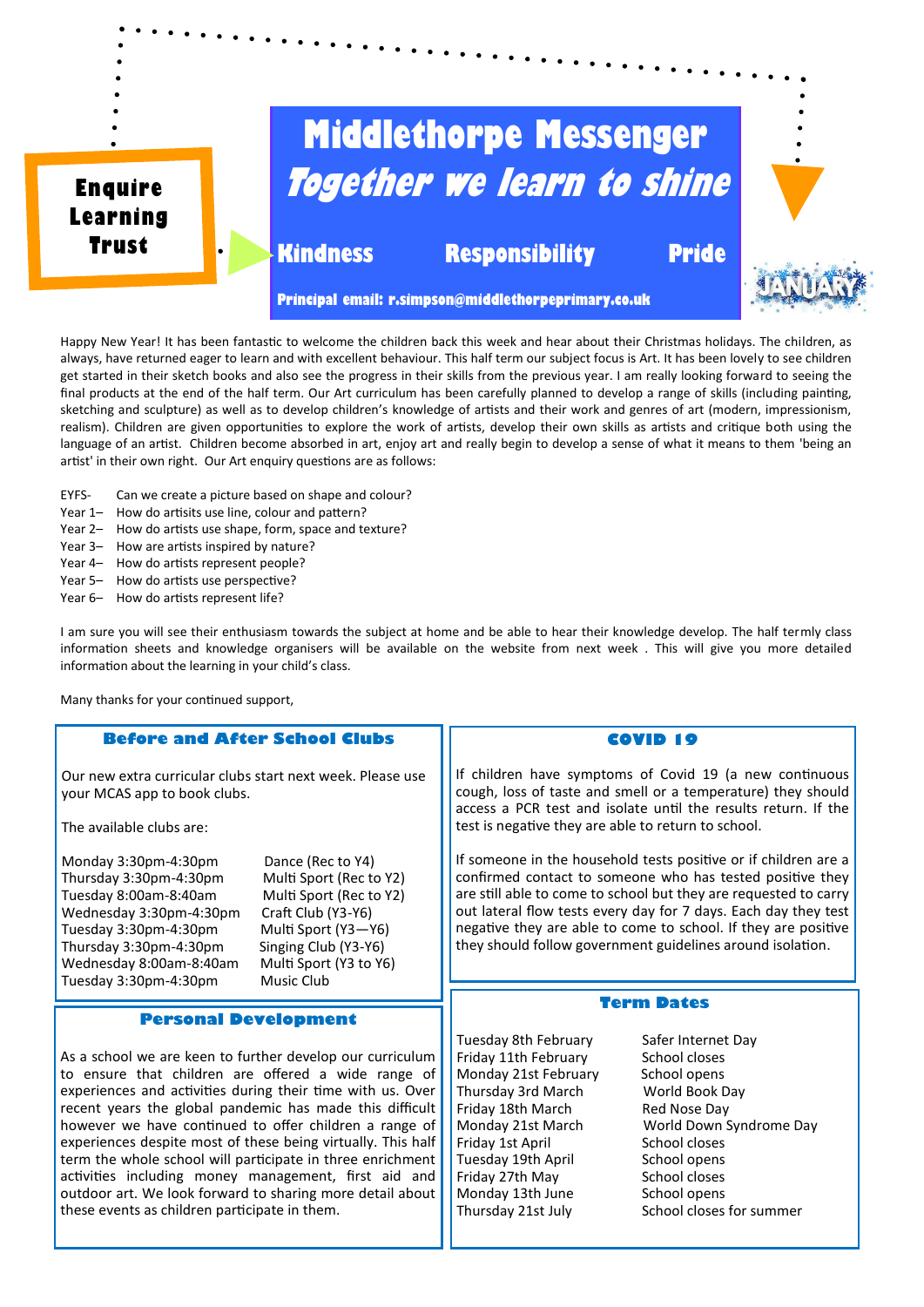Enquire Learning Trust

# Middlethorpe Messenger

## *Together we learn to shine*

**Kindness** **Responsibility** **Pride**

**Principal email: r.simpson@middlethorpeprimary.co.uk**

JANUARY

Happy New Year! It has been fantastic to welcome the children back this week and hear about their Christmas holidays. The children, as always, have returned eager to learn and with excellent behaviour. This half term our subject focus is Art. It has been lovely to see children get started in their sketch books and also see the progress in their skills from the previous year. I am really looking forward to seeing the final products at the end of the half term. Our Art curriculum has been carefully planned to develop a range of skills (including painting, sketching and sculpture) as well as to develop children's knowledge of artists and their work and genres of art (modern, impressionism, realism). Children are given opportunities to explore the work of artists, develop their own skills as artists and critique both using the language of an artist. Children become absorbed in art, enjoy art and really begin to develop a sense of what it means to them 'being an artist' in their own right. Our Art enquiry questions are as follows:

- EYFS- Can we create a picture based on shape and colour?
- Year 1– How do artisits use line, colour and pattern?
- Year 2– How do artists use shape, form, space and texture?
- Year 3– How are artists inspired by nature?
- Year 4– How do artists represent people?
- Year 5– How do artists use perspective?
- Year 6– How do artists represent life?

I am sure you will see their enthusiasm towards the subject at home and be able to hear their knowledge develop. The half termly class information sheets and knowledge organisers will be available on the website from next week . This will give you more detailed information about the learning in your child's class.

Many thanks for your continued support,

### Before and After School Clubs

Our new extra curricular clubs start next week. Please use your MCAS app to book clubs.

The available clubs are:

| | |
|---|---|
| Monday 3:30pm-4:30pm | Dance (Rec to Y4) |
| Thursday 3:30pm-4:30pm | Multi Sport (Rec to Y2) |
| Tuesday 8:00am-8:40am | Multi Sport (Rec to Y2) |
| Wednesday 3:30pm-4:30pm | Craft Club (Y3-Y6) |
| Tuesday 3:30pm-4:30pm | Multi Sport (Y3—Y6) |
| Thursday 3:30pm-4:30pm | Singing Club (Y3-Y6) |
| Wednesday 8:00am-8:40am | Multi Sport (Y3 to Y6) |
| Tuesday 3:30pm-4:30pm | Music Club |

### Personal Development

As a school we are keen to further develop our curriculum to ensure that children are offered a wide range of experiences and activities during their time with us. Over recent years the global pandemic has made this difficult however we have continued to offer children a range of experiences despite most of these being virtually. This half term the whole school will participate in three enrichment activities including money management, first aid and outdoor art. We look forward to sharing more detail about these events as children participate in them.

### COVID 19

If children have symptoms of Covid 19 (a new continuous cough, loss of taste and smell or a temperature) they should access a PCR test and isolate until the results return. If the test is negative they are able to return to school.

If someone in the household tests positive or if children are a confirmed contact to someone who has tested positive they are still able to come to school but they are requested to carry out lateral flow tests every day for 7 days. Each day they test negative they are able to come to school. If they are positive they should follow government guidelines around isolation.

### Term Dates

| | |
|---|---|
| Tuesday 8th February | Safer Internet Day |
| Friday 11th February | School closes |
| Monday 21st February | School opens |
| Thursday 3rd March | World Book Day |
| Friday 18th March | Red Nose Day |
| Monday 21st March | World Down Syndrome Day |
| Friday 1st April | School closes |
| Tuesday 19th April | School opens |
| Friday 27th May | School closes |
| Monday 13th June | School opens |
| Thursday 21st July | School closes for summer |